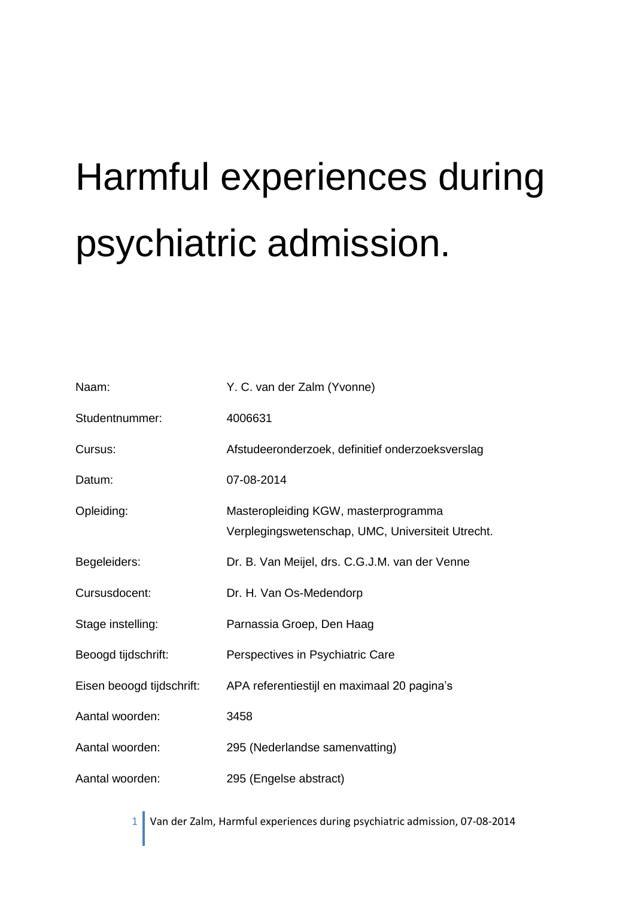# Harmful experiences during psychiatric admission.

| | |
|---|---|
| Naam: | Y. C. van der Zalm (Yvonne) |
| Studentnummer: | 4006631 |
| Cursus: | Afstudeeronderzoek, definitief onderzoeksverslag |
| Datum: | 07-08-2014 |
| Opleiding: | Masteropleiding KGW, masterprogramma Verplegingswetenschap, UMC, Universiteit Utrecht. |
| Begeleiders: | Dr. B. Van Meijel, drs. C.G.J.M. van der Venne |
| Cursusdocent: | Dr. H. Van Os-Medendorp |
| Stage instelling: | Parnassia Groep, Den Haag |
| Beoogd tijdschrift: | Perspectives in Psychiatric Care |
| Eisen beoogd tijdschrift: | APA referentiestijl en maximaal 20 pagina's |
| Aantal woorden: | 3458 |
| Aantal woorden: | 295 (Nederlandse samenvatting) |
| Aantal woorden: | 295 (Engelse abstract) |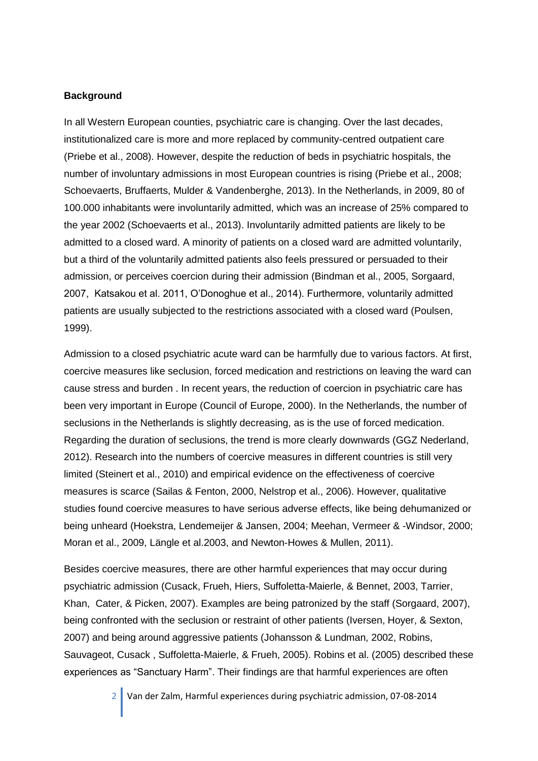**Background**

In all Western European counties, psychiatric care is changing. Over the last decades, institutionalized care is more and more replaced by community-centred outpatient care (Priebe et al., 2008). However, despite the reduction of beds in psychiatric hospitals, the number of involuntary admissions in most European countries is rising (Priebe et al., 2008; Schoevaerts, Bruffaerts, Mulder & Vandenberghe, 2013). In the Netherlands, in 2009, 80 of 100.000 inhabitants were involuntarily admitted, which was an increase of 25% compared to the year 2002 (Schoevaerts et al., 2013). Involuntarily admitted patients are likely to be admitted to a closed ward. A minority of patients on a closed ward are admitted voluntarily, but a third of the voluntarily admitted patients also feels pressured or persuaded to their admission, or perceives coercion during their admission (Bindman et al., 2005, Sorgaard, 2007, Katsakou et al. 2011, O'Donoghue et al., 2014). Furthermore, voluntarily admitted patients are usually subjected to the restrictions associated with a closed ward (Poulsen, 1999).

Admission to a closed psychiatric acute ward can be harmfully due to various factors. At first, coercive measures like seclusion, forced medication and restrictions on leaving the ward can cause stress and burden . In recent years, the reduction of coercion in psychiatric care has been very important in Europe (Council of Europe, 2000). In the Netherlands, the number of seclusions in the Netherlands is slightly decreasing, as is the use of forced medication. Regarding the duration of seclusions, the trend is more clearly downwards (GGZ Nederland, 2012). Research into the numbers of coercive measures in different countries is still very limited (Steinert et al., 2010) and empirical evidence on the effectiveness of coercive measures is scarce (Sailas & Fenton, 2000, Nelstrop et al., 2006). However, qualitative studies found coercive measures to have serious adverse effects, like being dehumanized or being unheard (Hoekstra, Lendemeijer & Jansen, 2004; Meehan, Vermeer & -Windsor, 2000; Moran et al., 2009, Längle et al.2003, and Newton-Howes & Mullen, 2011).

Besides coercive measures, there are other harmful experiences that may occur during psychiatric admission (Cusack, Frueh, Hiers, Suffoletta-Maierle, & Bennet, 2003, Tarrier, Khan, Cater, & Picken, 2007). Examples are being patronized by the staff (Sorgaard, 2007), being confronted with the seclusion or restraint of other patients (Iversen, Hoyer, & Sexton, 2007) and being around aggressive patients (Johansson & Lundman, 2002, Robins, Sauvageot, Cusack , Suffoletta-Maierle, & Frueh, 2005). Robins et al. (2005) described these experiences as "Sanctuary Harm". Their findings are that harmful experiences are often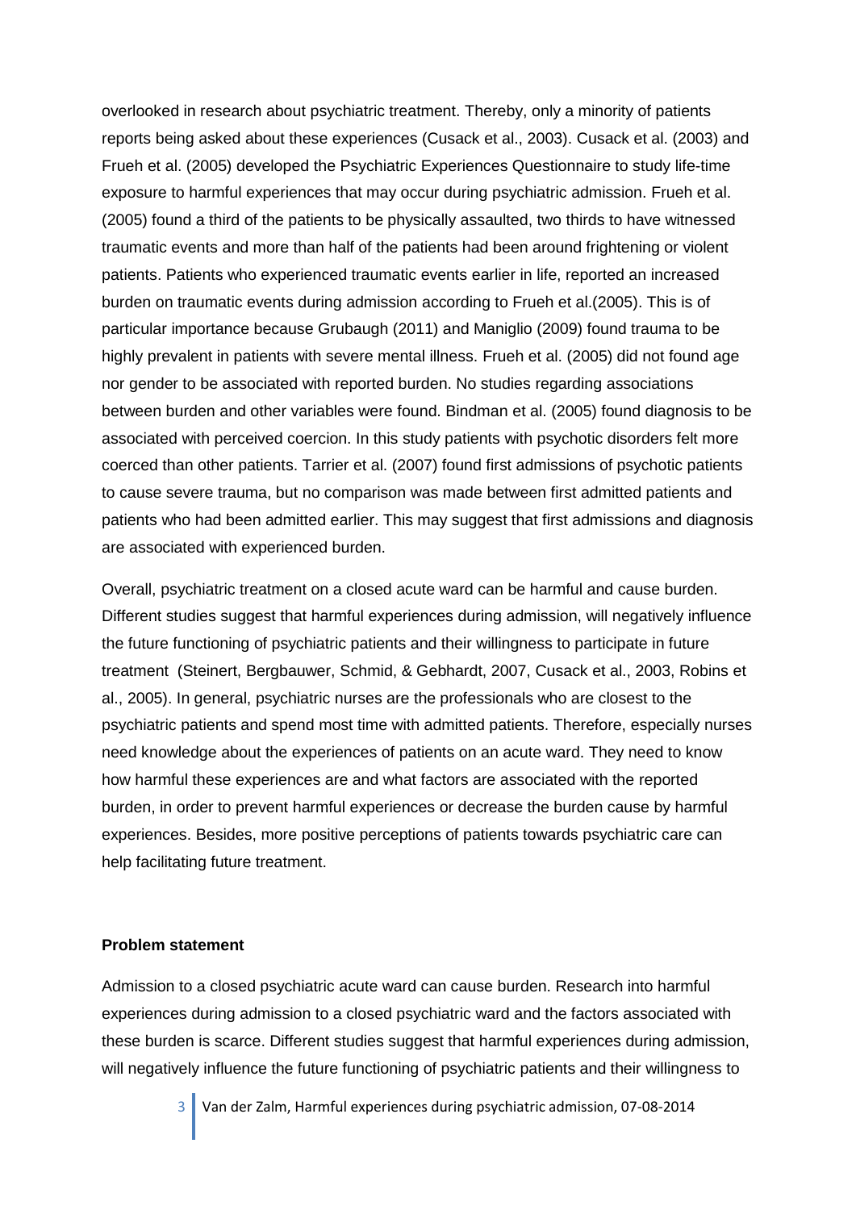overlooked in research about psychiatric treatment. Thereby, only a minority of patients reports being asked about these experiences (Cusack et al., 2003). Cusack et al. (2003) and Frueh et al. (2005) developed the Psychiatric Experiences Questionnaire to study life-time exposure to harmful experiences that may occur during psychiatric admission. Frueh et al. (2005) found a third of the patients to be physically assaulted, two thirds to have witnessed traumatic events and more than half of the patients had been around frightening or violent patients. Patients who experienced traumatic events earlier in life, reported an increased burden on traumatic events during admission according to Frueh et al.(2005). This is of particular importance because Grubaugh (2011) and Maniglio (2009) found trauma to be highly prevalent in patients with severe mental illness. Frueh et al. (2005) did not found age nor gender to be associated with reported burden. No studies regarding associations between burden and other variables were found. Bindman et al. (2005) found diagnosis to be associated with perceived coercion. In this study patients with psychotic disorders felt more coerced than other patients. Tarrier et al. (2007) found first admissions of psychotic patients to cause severe trauma, but no comparison was made between first admitted patients and patients who had been admitted earlier. This may suggest that first admissions and diagnosis are associated with experienced burden.

Overall, psychiatric treatment on a closed acute ward can be harmful and cause burden. Different studies suggest that harmful experiences during admission, will negatively influence the future functioning of psychiatric patients and their willingness to participate in future treatment (Steinert, Bergbauwer, Schmid, & Gebhardt, 2007, Cusack et al., 2003, Robins et al., 2005). In general, psychiatric nurses are the professionals who are closest to the psychiatric patients and spend most time with admitted patients. Therefore, especially nurses need knowledge about the experiences of patients on an acute ward. They need to know how harmful these experiences are and what factors are associated with the reported burden, in order to prevent harmful experiences or decrease the burden cause by harmful experiences. Besides, more positive perceptions of patients towards psychiatric care can help facilitating future treatment.

**Problem statement**

Admission to a closed psychiatric acute ward can cause burden. Research into harmful experiences during admission to a closed psychiatric ward and the factors associated with these burden is scarce. Different studies suggest that harmful experiences during admission, will negatively influence the future functioning of psychiatric patients and their willingness to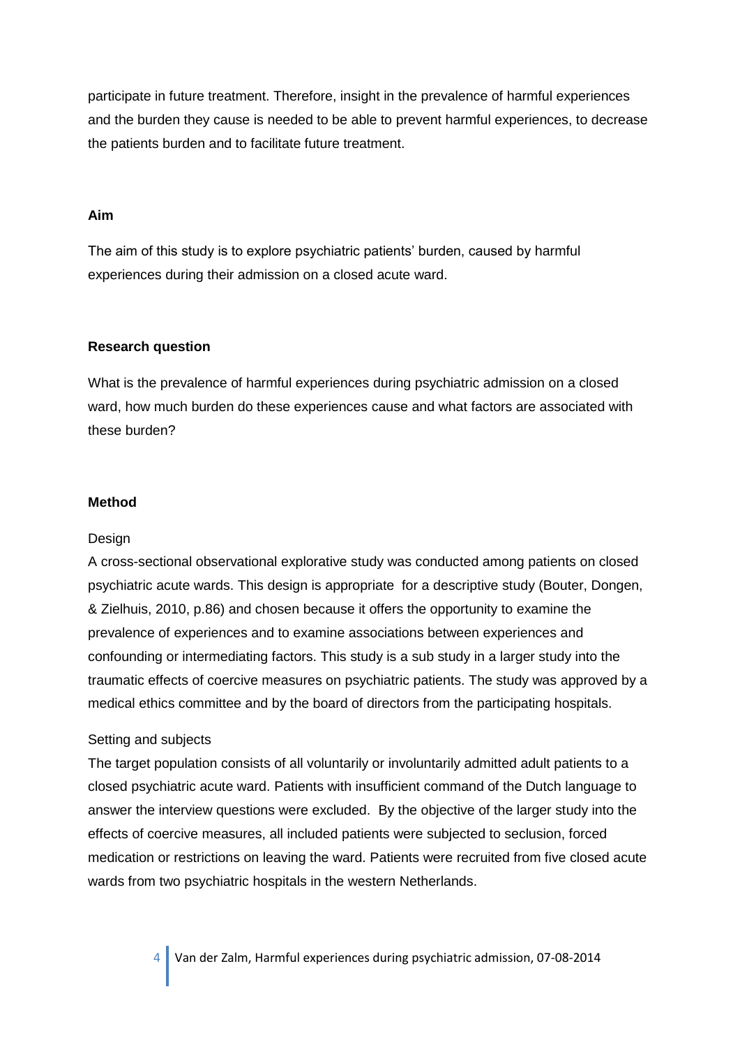participate in future treatment. Therefore, insight in the prevalence of harmful experiences and the burden they cause is needed to be able to prevent harmful experiences, to decrease the patients burden and to facilitate future treatment.

**Aim**

The aim of this study is to explore psychiatric patients' burden, caused by harmful experiences during their admission on a closed acute ward.

**Research question**

What is the prevalence of harmful experiences during psychiatric admission on a closed ward, how much burden do these experiences cause and what factors are associated with these burden?

**Method**

Design

A cross-sectional observational explorative study was conducted among patients on closed psychiatric acute wards. This design is appropriate for a descriptive study (Bouter, Dongen, & Zielhuis, 2010, p.86) and chosen because it offers the opportunity to examine the prevalence of experiences and to examine associations between experiences and confounding or intermediating factors. This study is a sub study in a larger study into the traumatic effects of coercive measures on psychiatric patients. The study was approved by a medical ethics committee and by the board of directors from the participating hospitals.

Setting and subjects

The target population consists of all voluntarily or involuntarily admitted adult patients to a closed psychiatric acute ward. Patients with insufficient command of the Dutch language to answer the interview questions were excluded. By the objective of the larger study into the effects of coercive measures, all included patients were subjected to seclusion, forced medication or restrictions on leaving the ward. Patients were recruited from five closed acute wards from two psychiatric hospitals in the western Netherlands.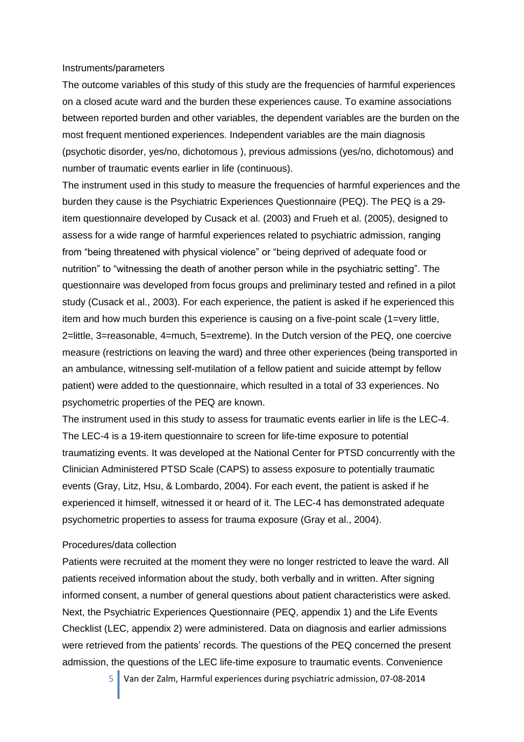### Instruments/parameters

The outcome variables of this study of this study are the frequencies of harmful experiences on a closed acute ward and the burden these experiences cause. To examine associations between reported burden and other variables, the dependent variables are the burden on the most frequent mentioned experiences. Independent variables are the main diagnosis (psychotic disorder, yes/no, dichotomous ), previous admissions (yes/no, dichotomous) and number of traumatic events earlier in life (continuous).

The instrument used in this study to measure the frequencies of harmful experiences and the burden they cause is the Psychiatric Experiences Questionnaire (PEQ). The PEQ is a 29-item questionnaire developed by Cusack et al. (2003) and Frueh et al. (2005), designed to assess for a wide range of harmful experiences related to psychiatric admission, ranging from "being threatened with physical violence" or "being deprived of adequate food or nutrition" to "witnessing the death of another person while in the psychiatric setting". The questionnaire was developed from focus groups and preliminary tested and refined in a pilot study (Cusack et al., 2003). For each experience, the patient is asked if he experienced this item and how much burden this experience is causing on a five-point scale (1=very little, 2=little, 3=reasonable, 4=much, 5=extreme). In the Dutch version of the PEQ, one coercive measure (restrictions on leaving the ward) and three other experiences (being transported in an ambulance, witnessing self-mutilation of a fellow patient and suicide attempt by fellow patient) were added to the questionnaire, which resulted in a total of 33 experiences. No psychometric properties of the PEQ are known.

The instrument used in this study to assess for traumatic events earlier in life is the LEC-4. The LEC-4 is a 19-item questionnaire to screen for life-time exposure to potential traumatizing events. It was developed at the National Center for PTSD concurrently with the Clinician Administered PTSD Scale (CAPS) to assess exposure to potentially traumatic events (Gray, Litz, Hsu, & Lombardo, 2004). For each event, the patient is asked if he experienced it himself, witnessed it or heard of it. The LEC-4 has demonstrated adequate psychometric properties to assess for trauma exposure (Gray et al., 2004).

### Procedures/data collection

Patients were recruited at the moment they were no longer restricted to leave the ward. All patients received information about the study, both verbally and in written. After signing informed consent, a number of general questions about patient characteristics were asked. Next, the Psychiatric Experiences Questionnaire (PEQ, appendix 1) and the Life Events Checklist (LEC, appendix 2) were administered. Data on diagnosis and earlier admissions were retrieved from the patients' records. The questions of the PEQ concerned the present admission, the questions of the LEC life-time exposure to traumatic events. Convenience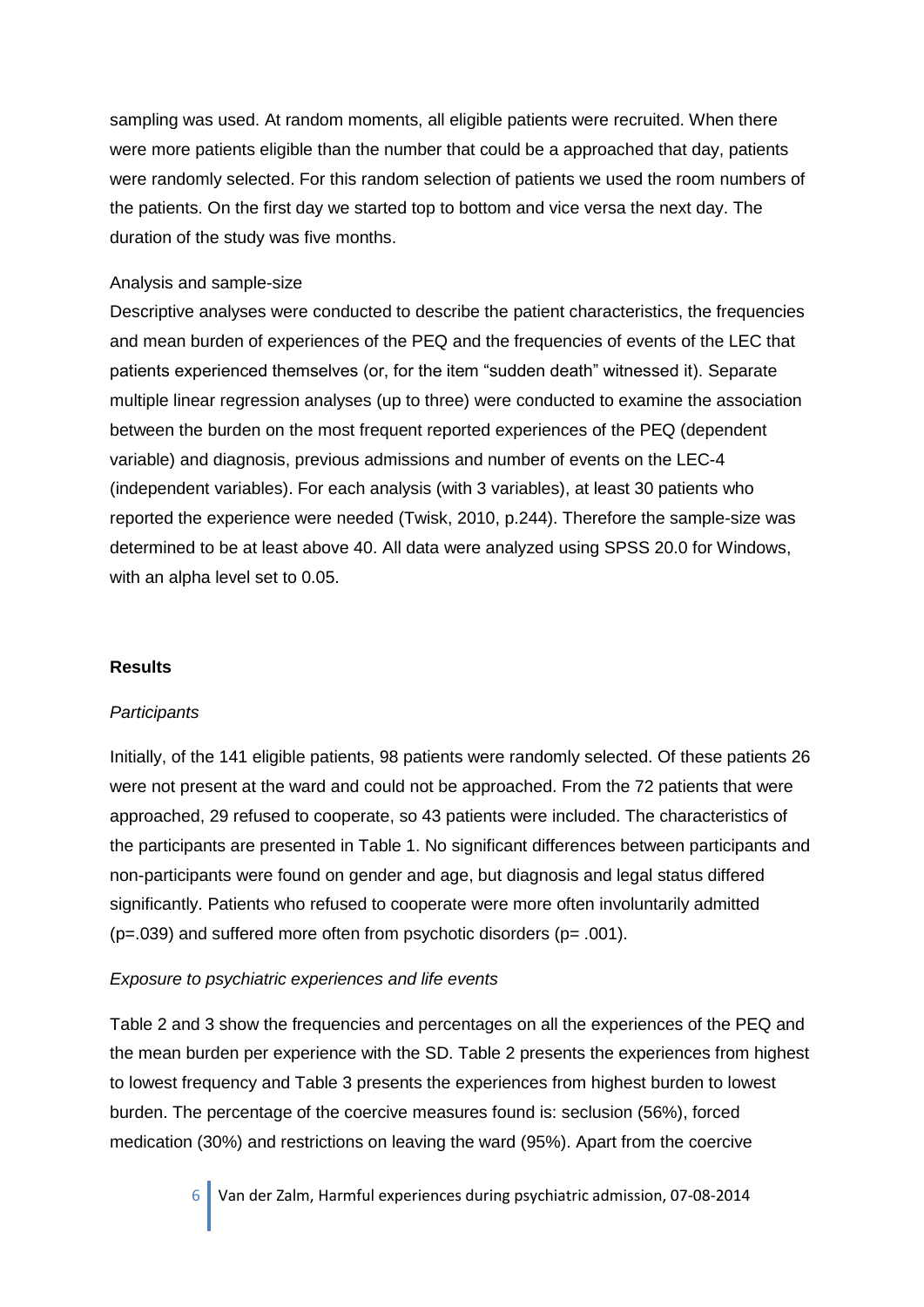sampling was used. At random moments, all eligible patients were recruited. When there were more patients eligible than the number that could be a approached that day, patients were randomly selected. For this random selection of patients we used the room numbers of the patients. On the first day we started top to bottom and vice versa the next day. The duration of the study was five months.

Analysis and sample-size

Descriptive analyses were conducted to describe the patient characteristics, the frequencies and mean burden of experiences of the PEQ and the frequencies of events of the LEC that patients experienced themselves (or, for the item "sudden death" witnessed it). Separate multiple linear regression analyses (up to three) were conducted to examine the association between the burden on the most frequent reported experiences of the PEQ (dependent variable) and diagnosis, previous admissions and number of events on the LEC-4 (independent variables). For each analysis (with 3 variables), at least 30 patients who reported the experience were needed (Twisk, 2010, p.244). Therefore the sample-size was determined to be at least above 40. All data were analyzed using SPSS 20.0 for Windows, with an alpha level set to 0.05.

**Results**

*Participants*

Initially, of the 141 eligible patients, 98 patients were randomly selected. Of these patients 26 were not present at the ward and could not be approached. From the 72 patients that were approached, 29 refused to cooperate, so 43 patients were included. The characteristics of the participants are presented in Table 1. No significant differences between participants and non-participants were found on gender and age, but diagnosis and legal status differed significantly. Patients who refused to cooperate were more often involuntarily admitted ($p=.039$) and suffered more often from psychotic disorders ($p= .001$).

*Exposure to psychiatric experiences and life events*

Table 2 and 3 show the frequencies and percentages on all the experiences of the PEQ and the mean burden per experience with the SD. Table 2 presents the experiences from highest to lowest frequency and Table 3 presents the experiences from highest burden to lowest burden. The percentage of the coercive measures found is: seclusion (56%), forced medication (30%) and restrictions on leaving the ward (95%). Apart from the coercive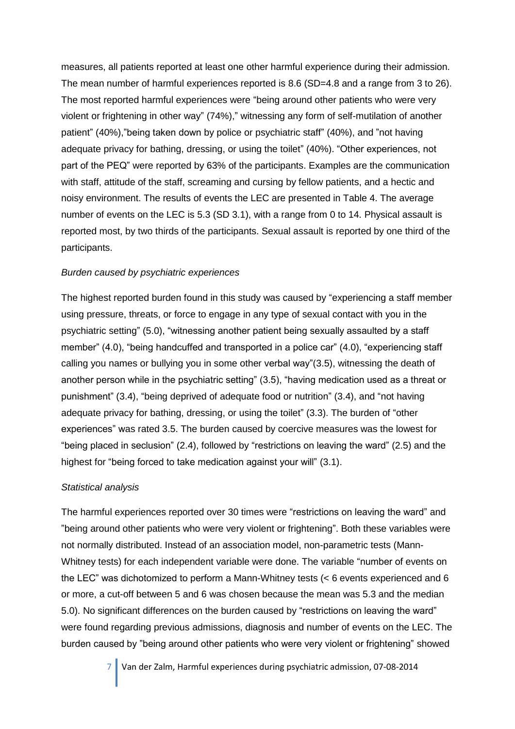measures, all patients reported at least one other harmful experience during their admission. The mean number of harmful experiences reported is 8.6 (SD=4.8 and a range from 3 to 26). The most reported harmful experiences were "being around other patients who were very violent or frightening in other way" (74%)," witnessing any form of self-mutilation of another patient" (40%),"being taken down by police or psychiatric staff" (40%), and "not having adequate privacy for bathing, dressing, or using the toilet" (40%). "Other experiences, not part of the PEQ" were reported by 63% of the participants. Examples are the communication with staff, attitude of the staff, screaming and cursing by fellow patients, and a hectic and noisy environment. The results of events the LEC are presented in Table 4. The average number of events on the LEC is 5.3 (SD 3.1), with a range from 0 to 14. Physical assault is reported most, by two thirds of the participants. Sexual assault is reported by one third of the participants.

*Burden caused by psychiatric experiences*

The highest reported burden found in this study was caused by "experiencing a staff member using pressure, threats, or force to engage in any type of sexual contact with you in the psychiatric setting" (5.0), "witnessing another patient being sexually assaulted by a staff member" (4.0), "being handcuffed and transported in a police car" (4.0), "experiencing staff calling you names or bullying you in some other verbal way"(3.5), witnessing the death of another person while in the psychiatric setting" (3.5), "having medication used as a threat or punishment" (3.4), "being deprived of adequate food or nutrition" (3.4), and "not having adequate privacy for bathing, dressing, or using the toilet" (3.3). The burden of "other experiences" was rated 3.5. The burden caused by coercive measures was the lowest for "being placed in seclusion" (2.4), followed by "restrictions on leaving the ward" (2.5) and the highest for "being forced to take medication against your will" (3.1).

*Statistical analysis*

The harmful experiences reported over 30 times were "restrictions on leaving the ward" and "being around other patients who were very violent or frightening". Both these variables were not normally distributed. Instead of an association model, non-parametric tests (Mann-Whitney tests) for each independent variable were done. The variable "number of events on the LEC" was dichotomized to perform a Mann-Whitney tests (< 6 events experienced and 6 or more, a cut-off between 5 and 6 was chosen because the mean was 5.3 and the median 5.0). No significant differences on the burden caused by "restrictions on leaving the ward" were found regarding previous admissions, diagnosis and number of events on the LEC. The burden caused by "being around other patients who were very violent or frightening" showed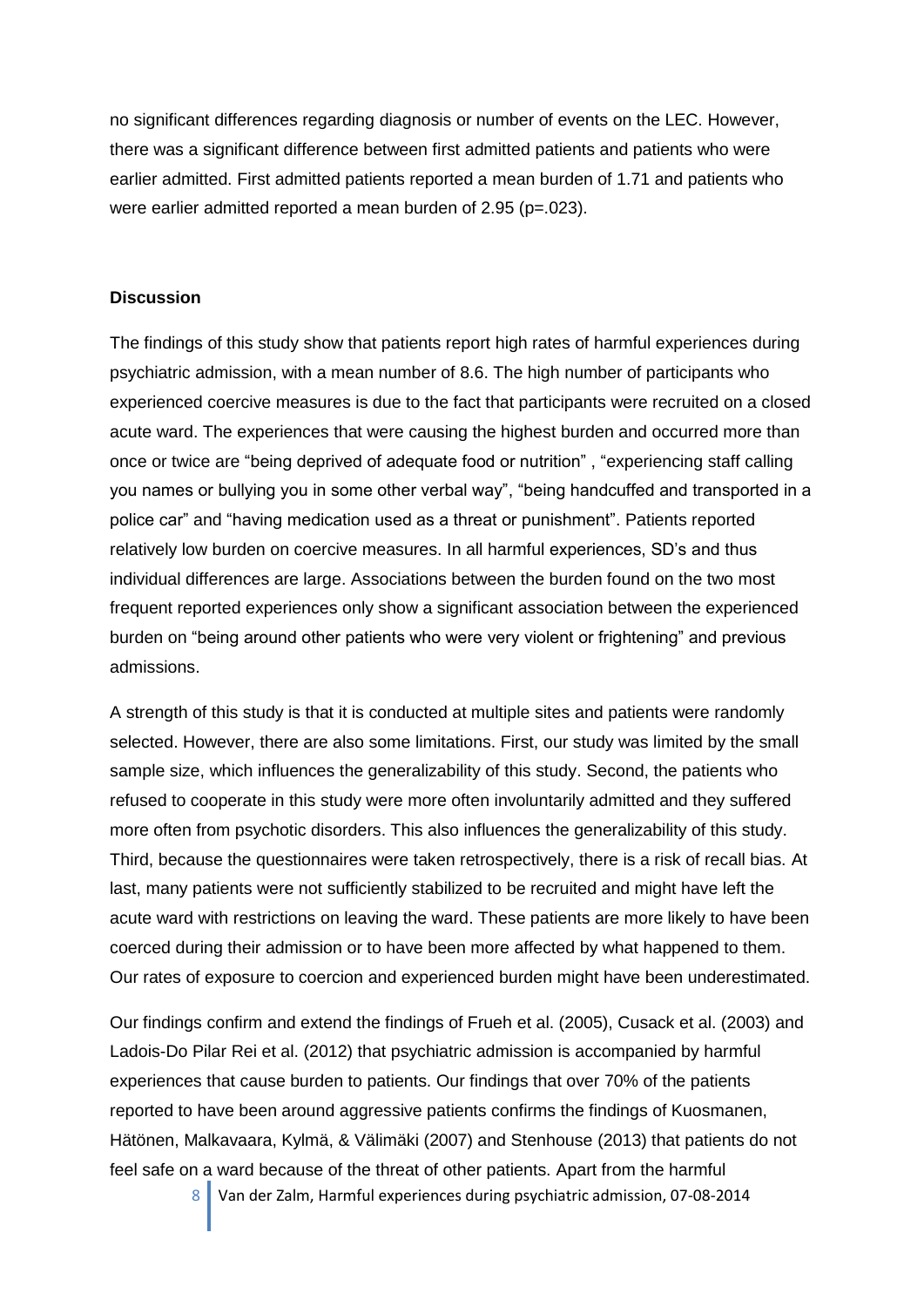no significant differences regarding diagnosis or number of events on the LEC. However, there was a significant difference between first admitted patients and patients who were earlier admitted. First admitted patients reported a mean burden of 1.71 and patients who were earlier admitted reported a mean burden of 2.95 (p=.023).

**Discussion**

The findings of this study show that patients report high rates of harmful experiences during psychiatric admission, with a mean number of 8.6. The high number of participants who experienced coercive measures is due to the fact that participants were recruited on a closed acute ward. The experiences that were causing the highest burden and occurred more than once or twice are "being deprived of adequate food or nutrition" , "experiencing staff calling you names or bullying you in some other verbal way", "being handcuffed and transported in a police car" and "having medication used as a threat or punishment". Patients reported relatively low burden on coercive measures. In all harmful experiences, SD's and thus individual differences are large. Associations between the burden found on the two most frequent reported experiences only show a significant association between the experienced burden on "being around other patients who were very violent or frightening" and previous admissions.

A strength of this study is that it is conducted at multiple sites and patients were randomly selected. However, there are also some limitations. First, our study was limited by the small sample size, which influences the generalizability of this study. Second, the patients who refused to cooperate in this study were more often involuntarily admitted and they suffered more often from psychotic disorders. This also influences the generalizability of this study. Third, because the questionnaires were taken retrospectively, there is a risk of recall bias. At last, many patients were not sufficiently stabilized to be recruited and might have left the acute ward with restrictions on leaving the ward. These patients are more likely to have been coerced during their admission or to have been more affected by what happened to them. Our rates of exposure to coercion and experienced burden might have been underestimated.

Our findings confirm and extend the findings of Frueh et al. (2005), Cusack et al. (2003) and Ladois-Do Pilar Rei et al. (2012) that psychiatric admission is accompanied by harmful experiences that cause burden to patients. Our findings that over 70% of the patients reported to have been around aggressive patients confirms the findings of Kuosmanen, Hätönen, Malkavaara, Kylmä, & Välimäki (2007) and Stenhouse (2013) that patients do not feel safe on a ward because of the threat of other patients. Apart from the harmful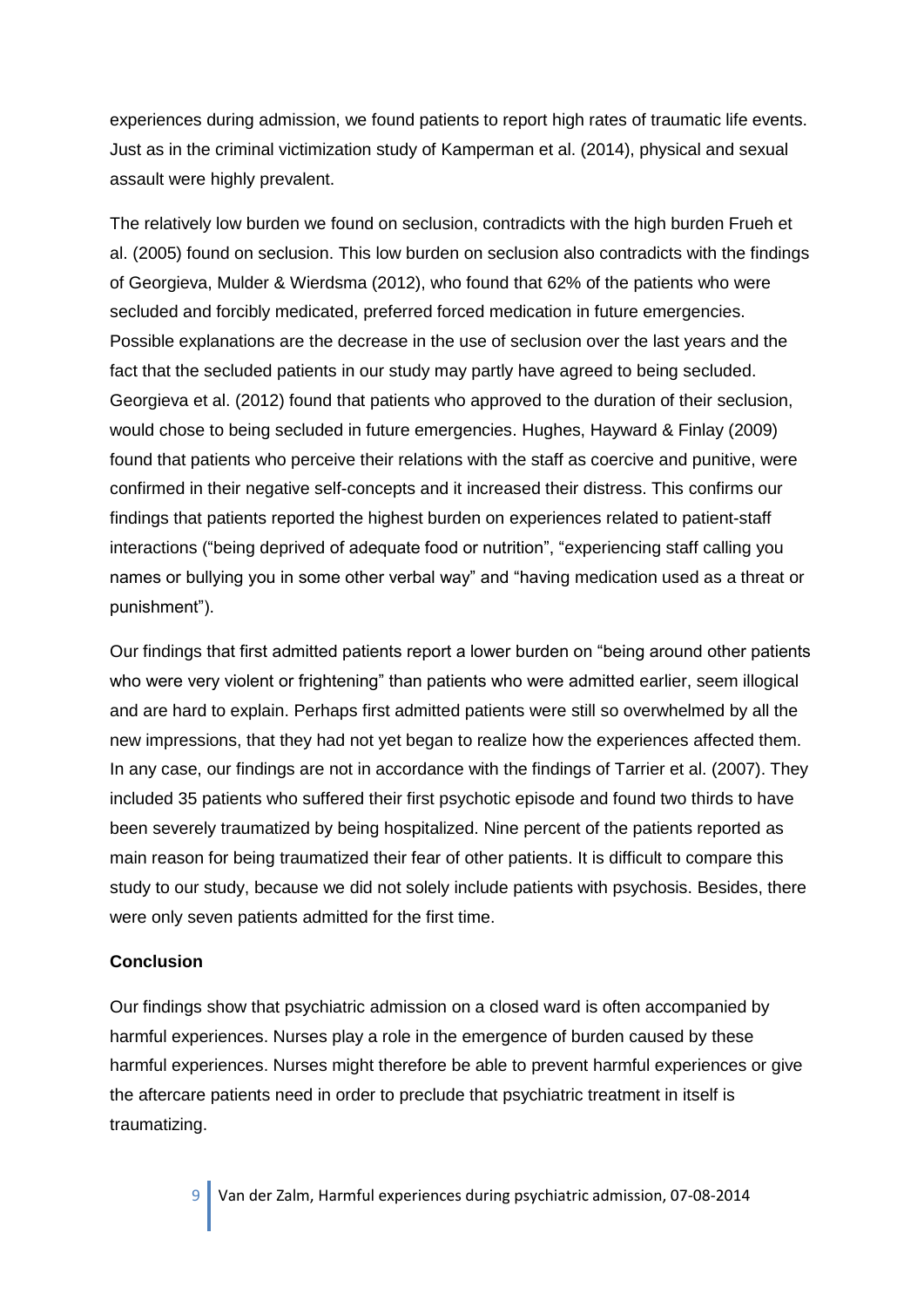experiences during admission, we found patients to report high rates of traumatic life events. Just as in the criminal victimization study of Kamperman et al. (2014), physical and sexual assault were highly prevalent.

The relatively low burden we found on seclusion, contradicts with the high burden Frueh et al. (2005) found on seclusion. This low burden on seclusion also contradicts with the findings of Georgieva, Mulder & Wierdsma (2012), who found that 62% of the patients who were secluded and forcibly medicated, preferred forced medication in future emergencies. Possible explanations are the decrease in the use of seclusion over the last years and the fact that the secluded patients in our study may partly have agreed to being secluded. Georgieva et al. (2012) found that patients who approved to the duration of their seclusion, would chose to being secluded in future emergencies. Hughes, Hayward & Finlay (2009) found that patients who perceive their relations with the staff as coercive and punitive, were confirmed in their negative self-concepts and it increased their distress. This confirms our findings that patients reported the highest burden on experiences related to patient-staff interactions ("being deprived of adequate food or nutrition", "experiencing staff calling you names or bullying you in some other verbal way" and "having medication used as a threat or punishment").

Our findings that first admitted patients report a lower burden on "being around other patients who were very violent or frightening" than patients who were admitted earlier, seem illogical and are hard to explain. Perhaps first admitted patients were still so overwhelmed by all the new impressions, that they had not yet began to realize how the experiences affected them. In any case, our findings are not in accordance with the findings of Tarrier et al. (2007). They included 35 patients who suffered their first psychotic episode and found two thirds to have been severely traumatized by being hospitalized. Nine percent of the patients reported as main reason for being traumatized their fear of other patients. It is difficult to compare this study to our study, because we did not solely include patients with psychosis. Besides, there were only seven patients admitted for the first time.

## Conclusion

Our findings show that psychiatric admission on a closed ward is often accompanied by harmful experiences. Nurses play a role in the emergence of burden caused by these harmful experiences. Nurses might therefore be able to prevent harmful experiences or give the aftercare patients need in order to preclude that psychiatric treatment in itself is traumatizing.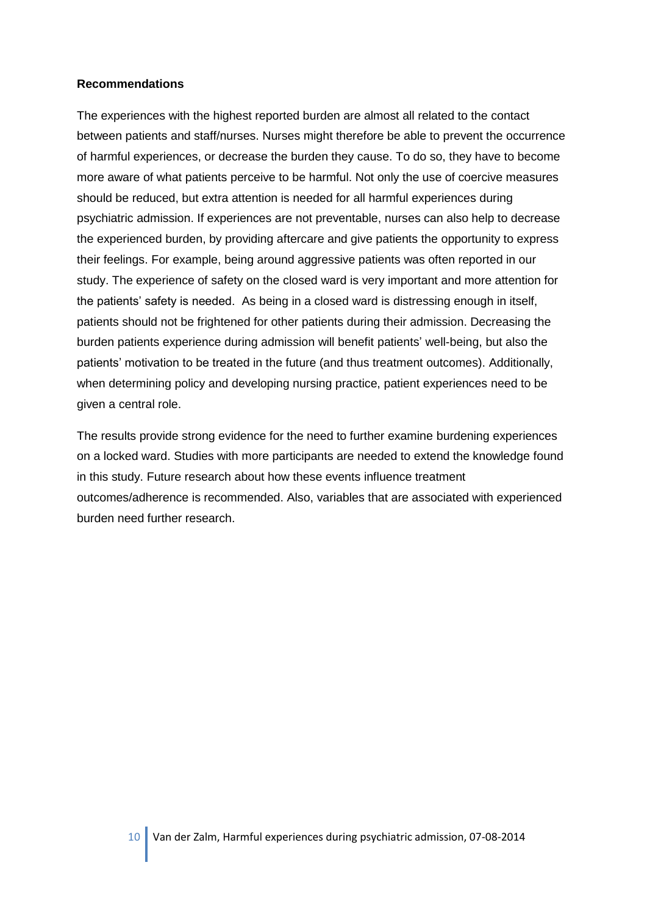**Recommendations**

The experiences with the highest reported burden are almost all related to the contact between patients and staff/nurses. Nurses might therefore be able to prevent the occurrence of harmful experiences, or decrease the burden they cause. To do so, they have to become more aware of what patients perceive to be harmful. Not only the use of coercive measures should be reduced, but extra attention is needed for all harmful experiences during psychiatric admission. If experiences are not preventable, nurses can also help to decrease the experienced burden, by providing aftercare and give patients the opportunity to express their feelings. For example, being around aggressive patients was often reported in our study. The experience of safety on the closed ward is very important and more attention for the patients' safety is needed. As being in a closed ward is distressing enough in itself, patients should not be frightened for other patients during their admission. Decreasing the burden patients experience during admission will benefit patients' well-being, but also the patients' motivation to be treated in the future (and thus treatment outcomes). Additionally, when determining policy and developing nursing practice, patient experiences need to be given a central role.

The results provide strong evidence for the need to further examine burdening experiences on a locked ward. Studies with more participants are needed to extend the knowledge found in this study. Future research about how these events influence treatment outcomes/adherence is recommended. Also, variables that are associated with experienced burden need further research.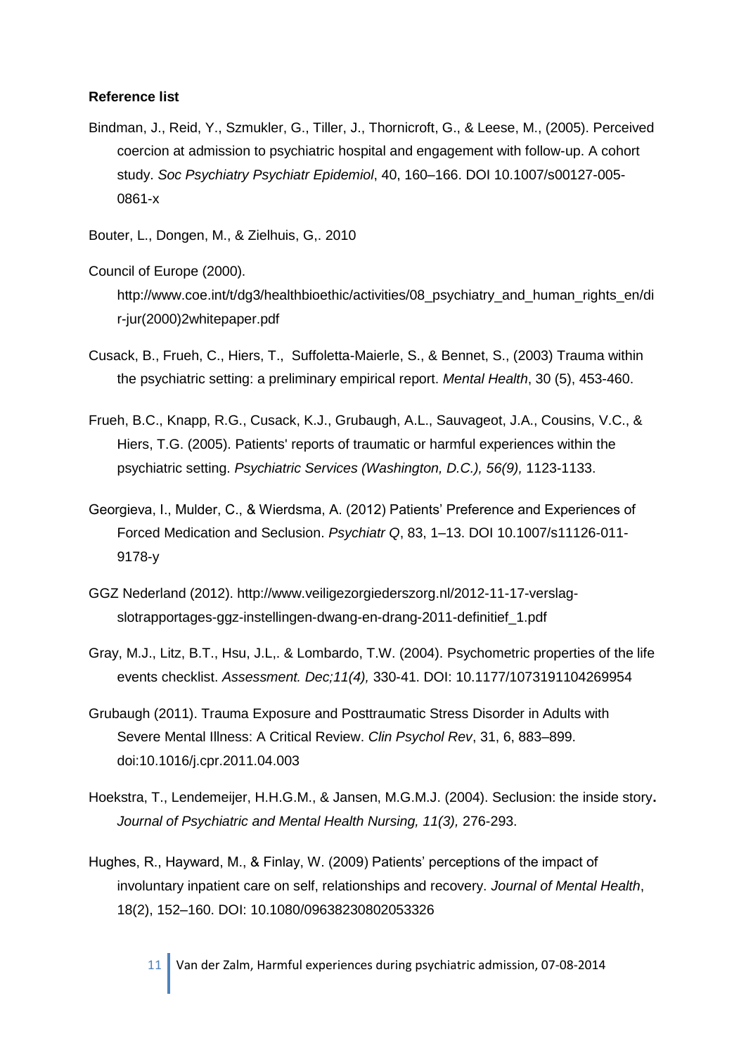**Reference list**

Bindman, J., Reid, Y., Szmukler, G., Tiller, J., Thornicroft, G., & Leese, M., (2005). Perceived coercion at admission to psychiatric hospital and engagement with follow-up. A cohort study. *Soc Psychiatry Psychiatr Epidemiol*, 40, 160–166. DOI 10.1007/s00127-005-0861-x

Bouter, L., Dongen, M., & Zielhuis, G,. 2010

Council of Europe (2000). http://www.coe.int/t/dg3/healthbioethic/activities/08_psychiatry_and_human_rights_en/dir-jur(2000)2whitepaper.pdf

Cusack, B., Frueh, C., Hiers, T., Suffoletta-Maierle, S., & Bennet, S., (2003) Trauma within the psychiatric setting: a preliminary empirical report. *Mental Health*, 30 (5), 453-460.

Frueh, B.C., Knapp, R.G., Cusack, K.J., Grubaugh, A.L., Sauvageot, J.A., Cousins, V.C., & Hiers, T.G. (2005). Patients' reports of traumatic or harmful experiences within the psychiatric setting. *Psychiatric Services (Washington, D.C.), 56(9),* 1123-1133.

Georgieva, I., Mulder, C., & Wierdsma, A. (2012) Patients' Preference and Experiences of Forced Medication and Seclusion. *Psychiatr Q*, 83, 1–13. DOI 10.1007/s11126-011-9178-y

GGZ Nederland (2012). http://www.veiligezorgiederszorg.nl/2012-11-17-verslag-slotrapportages-ggz-instellingen-dwang-en-drang-2011-definitief_1.pdf

Gray, M.J., Litz, B.T., Hsu, J.L,. & Lombardo, T.W. (2004). Psychometric properties of the life events checklist. *Assessment. Dec;11(4),* 330-41. DOI: 10.1177/1073191104269954

Grubaugh (2011). Trauma Exposure and Posttraumatic Stress Disorder in Adults with Severe Mental Illness: A Critical Review. *Clin Psychol Rev*, 31, 6, 883–899. doi:10.1016/j.cpr.2011.04.003

Hoekstra, T., Lendemeijer, H.H.G.M., & Jansen, M.G.M.J. (2004). Seclusion: the inside story**.** *Journal of Psychiatric and Mental Health Nursing, 11(3),* 276-293.

Hughes, R., Hayward, M., & Finlay, W. (2009) Patients' perceptions of the impact of involuntary inpatient care on self, relationships and recovery. *Journal of Mental Health*, 18(2), 152–160. DOI: 10.1080/09638230802053326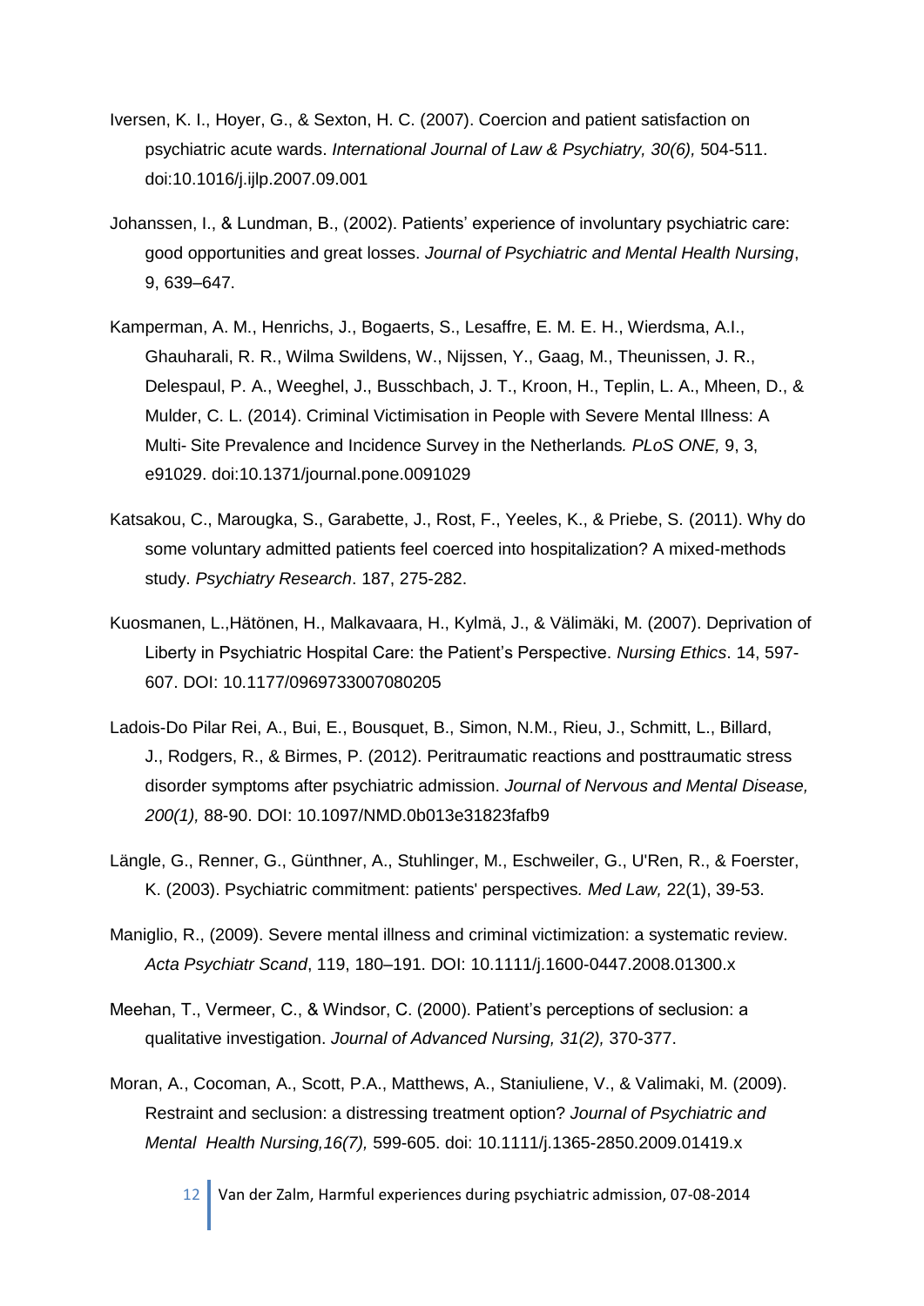Iversen, K. I., Hoyer, G., & Sexton, H. C. (2007). Coercion and patient satisfaction on psychiatric acute wards. *International Journal of Law & Psychiatry, 30(6),* 504-511. doi:10.1016/j.ijlp.2007.09.001

Johanssen, I., & Lundman, B., (2002). Patients' experience of involuntary psychiatric care: good opportunities and great losses. *Journal of Psychiatric and Mental Health Nursing*, 9, 639–647.

Kamperman, A. M., Henrichs, J., Bogaerts, S., Lesaffre, E. M. E. H., Wierdsma, A.I., Ghauharali, R. R., Wilma Swildens, W., Nijssen, Y., Gaag, M., Theunissen, J. R., Delespaul, P. A., Weeghel, J., Busschbach, J. T., Kroon, H., Teplin, L. A., Mheen, D., & Mulder, C. L. (2014). Criminal Victimisation in People with Severe Mental Illness: A Multi- Site Prevalence and Incidence Survey in the Netherlands*. PLoS ONE,* 9, 3, e91029. doi:10.1371/journal.pone.0091029

Katsakou, C., Marougka, S., Garabette, J., Rost, F., Yeeles, K., & Priebe, S. (2011). Why do some voluntary admitted patients feel coerced into hospitalization? A mixed-methods study. *Psychiatry Research*. 187, 275-282.

Kuosmanen, L.,Hätönen, H., Malkavaara, H., Kylmä, J., & Välimäki, M. (2007). Deprivation of Liberty in Psychiatric Hospital Care: the Patient's Perspective. *Nursing Ethics*. 14, 597-607. DOI: 10.1177/0969733007080205

Ladois-Do Pilar Rei, A., Bui, E., Bousquet, B., Simon, N.M., Rieu, J., Schmitt, L., Billard, J., Rodgers, R., & Birmes, P. (2012). Peritraumatic reactions and posttraumatic stress disorder symptoms after psychiatric admission. *Journal of Nervous and Mental Disease, 200(1),* 88-90. DOI: 10.1097/NMD.0b013e31823fafb9

Längle, G., Renner, G., Günthner, A., Stuhlinger, M., Eschweiler, G., U'Ren, R., & Foerster, K. (2003). Psychiatric commitment: patients' perspectives*. Med Law,* 22(1), 39-53.

Maniglio, R., (2009). Severe mental illness and criminal victimization: a systematic review. *Acta Psychiatr Scand*, 119, 180–191. DOI: 10.1111/j.1600-0447.2008.01300.x

Meehan, T., Vermeer, C., & Windsor, C. (2000). Patient's perceptions of seclusion: a qualitative investigation. *Journal of Advanced Nursing, 31(2),* 370-377.

Moran, A., Cocoman, A., Scott, P.A., Matthews, A., Staniuliene, V., & Valimaki, M. (2009). Restraint and seclusion: a distressing treatment option? *Journal of Psychiatric and Mental Health Nursing,16(7),* 599-605. doi: 10.1111/j.1365-2850.2009.01419.x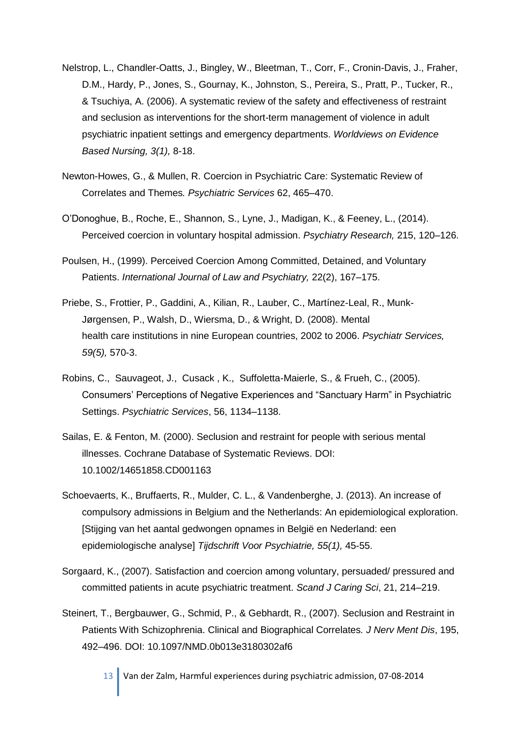Nelstrop, L., Chandler-Oatts, J., Bingley, W., Bleetman, T., Corr, F., Cronin-Davis, J., Fraher, D.M., Hardy, P., Jones, S., Gournay, K., Johnston, S., Pereira, S., Pratt, P., Tucker, R., & Tsuchiya, A. (2006). A systematic review of the safety and effectiveness of restraint and seclusion as interventions for the short-term management of violence in adult psychiatric inpatient settings and emergency departments. *Worldviews on Evidence Based Nursing, 3(1),* 8-18.

Newton-Howes, G., & Mullen, R. Coercion in Psychiatric Care: Systematic Review of Correlates and Themes*. Psychiatric Services* 62, 465–470.

O'Donoghue, B., Roche, E., Shannon, S., Lyne, J., Madigan, K., & Feeney, L., (2014). Perceived coercion in voluntary hospital admission. *Psychiatry Research,* 215, 120–126.

Poulsen, H., (1999). Perceived Coercion Among Committed, Detained, and Voluntary Patients. *International Journal of Law and Psychiatry,* 22(2), 167–175.

Priebe, S., Frottier, P., Gaddini, A., Kilian, R., Lauber, C., Martínez-Leal, R., Munk-Jørgensen, P., Walsh, D., Wiersma, D., & Wright, D. (2008). Mental health care institutions in nine European countries, 2002 to 2006. *Psychiatr Services, 59(5),* 570-3.

Robins, C., Sauvageot, J., Cusack , K., Suffoletta-Maierle, S., & Frueh, C., (2005). Consumers' Perceptions of Negative Experiences and "Sanctuary Harm" in Psychiatric Settings. *Psychiatric Services*, 56, 1134–1138.

Sailas, E. & Fenton, M. (2000). Seclusion and restraint for people with serious mental illnesses. Cochrane Database of Systematic Reviews. DOI: 10.1002/14651858.CD001163

Schoevaerts, K., Bruffaerts, R., Mulder, C. L., & Vandenberghe, J. (2013). An increase of compulsory admissions in Belgium and the Netherlands: An epidemiological exploration. [Stijging van het aantal gedwongen opnames in België en Nederland: een epidemiologische analyse] *Tijdschrift Voor Psychiatrie, 55(1),* 45-55.

Sorgaard, K., (2007). Satisfaction and coercion among voluntary, persuaded/ pressured and committed patients in acute psychiatric treatment. *Scand J Caring Sci*, 21, 214–219.

Steinert, T., Bergbauwer, G., Schmid, P., & Gebhardt, R., (2007). Seclusion and Restraint in Patients With Schizophrenia. Clinical and Biographical Correlates*. J Nerv Ment Dis*, 195, 492–496. DOI: 10.1097/NMD.0b013e3180302af6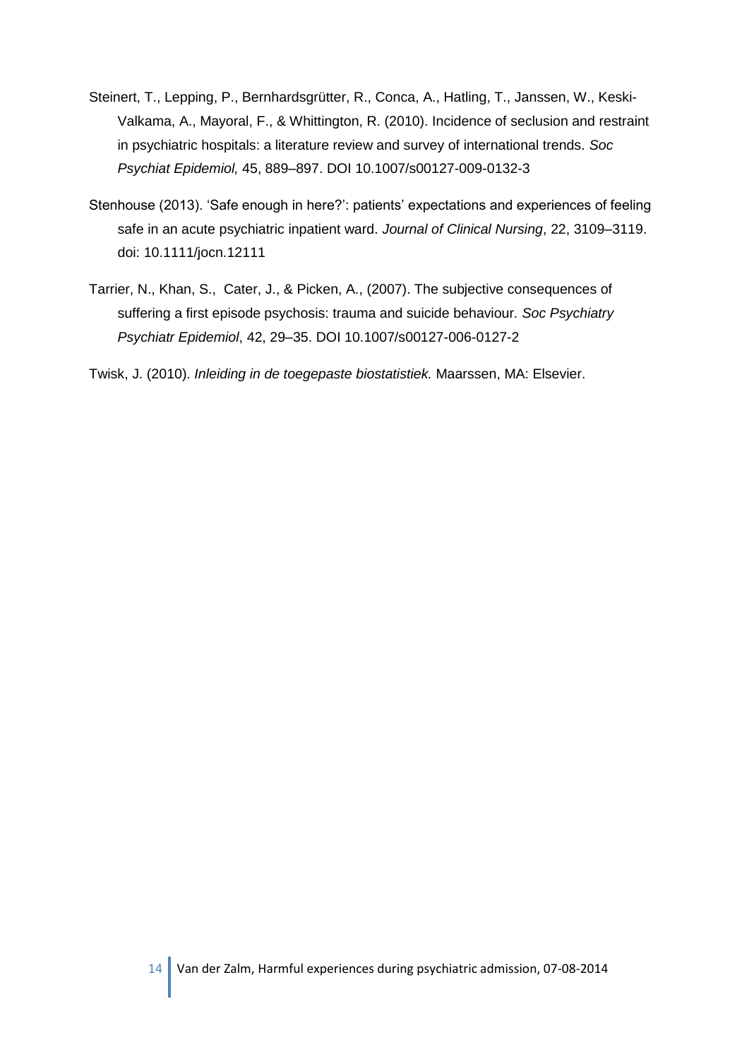Steinert, T., Lepping, P., Bernhardsgrütter, R., Conca, A., Hatling, T., Janssen, W., Keski-Valkama, A., Mayoral, F., & Whittington, R. (2010). Incidence of seclusion and restraint in psychiatric hospitals: a literature review and survey of international trends. *Soc Psychiat Epidemiol,* 45, 889–897. DOI 10.1007/s00127-009-0132-3

Stenhouse (2013). 'Safe enough in here?': patients' expectations and experiences of feeling safe in an acute psychiatric inpatient ward. *Journal of Clinical Nursing*, 22, 3109–3119. doi: 10.1111/jocn.12111

Tarrier, N., Khan, S., Cater, J., & Picken, A., (2007). The subjective consequences of suffering a first episode psychosis: trauma and suicide behaviour. *Soc Psychiatry Psychiatr Epidemiol*, 42, 29–35. DOI 10.1007/s00127-006-0127-2

Twisk, J. (2010). *Inleiding in de toegepaste biostatistiek.* Maarssen, MA: Elsevier.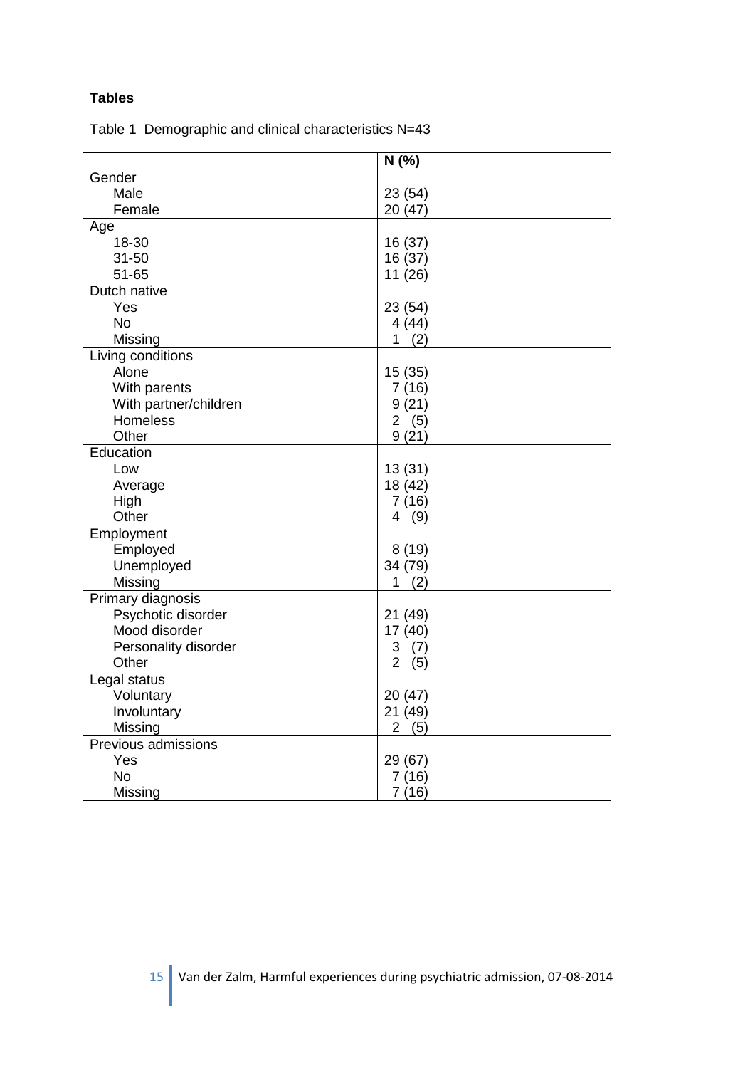**Tables**

Table 1 Demographic and clinical characteristics N=43

| | N (%) |
|---|---|
| Gender | |
| Male | 23 (54) |
| Female | 20 (47) |
| Age | |
| 18-30 | 16 (37) |
| 31-50 | 16 (37) |
| 51-65 | 11 (26) |
| Dutch native | |
| Yes | 23 (54) |
| No | 4 (44) |
| Missing | 1 (2) |
| Living conditions | |
| Alone | 15 (35) |
| With parents | 7 (16) |
| With partner/children | 9 (21) |
| Homeless | 2 (5) |
| Other | 9 (21) |
| Education | |
| Low | 13 (31) |
| Average | 18 (42) |
| High | 7 (16) |
| Other | 4 (9) |
| Employment | |
| Employed | 8 (19) |
| Unemployed | 34 (79) |
| Missing | 1 (2) |
| Primary diagnosis | |
| Psychotic disorder | 21 (49) |
| Mood disorder | 17 (40) |
| Personality disorder | 3 (7) |
| Other | 2 (5) |
| Legal status | |
| Voluntary | 20 (47) |
| Involuntary | 21 (49) |
| Missing | 2 (5) |
| Previous admissions | |
| Yes | 29 (67) |
| No | 7 (16) |
| Missing | 7 (16) |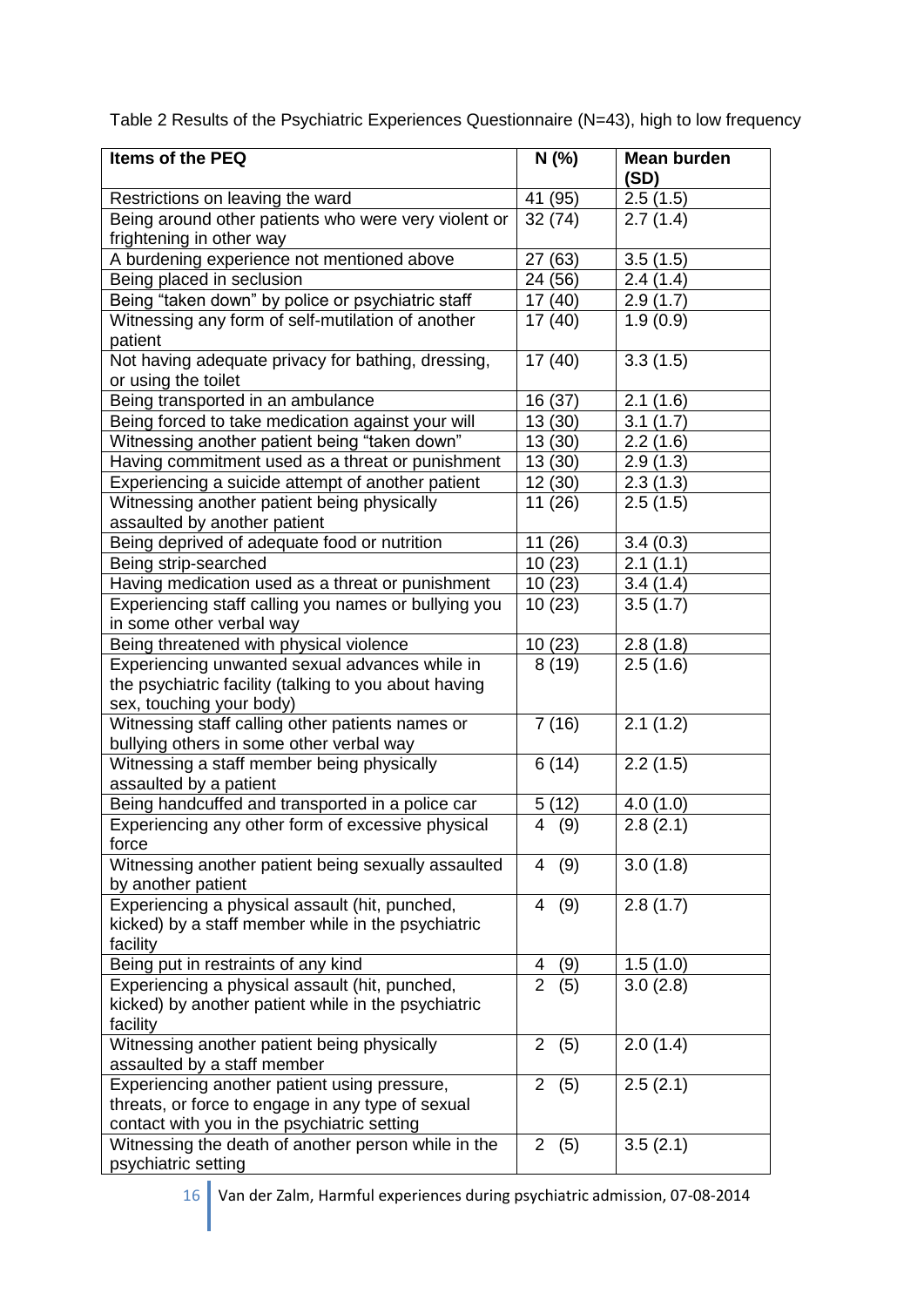Table 2 Results of the Psychiatric Experiences Questionnaire (N=43), high to low frequency

| Items of the PEQ | N (%) | Mean burden (SD) |
|---|---|---|
| Restrictions on leaving the ward | 41 (95) | 2.5 (1.5) |
| Being around other patients who were very violent or frightening in other way | 32 (74) | 2.7 (1.4) |
| A burdening experience not mentioned above | 27 (63) | 3.5 (1.5) |
| Being placed in seclusion | 24 (56) | 2.4 (1.4) |
| Being "taken down" by police or psychiatric staff | 17 (40) | 2.9 (1.7) |
| Witnessing any form of self-mutilation of another patient | 17 (40) | 1.9 (0.9) |
| Not having adequate privacy for bathing, dressing, or using the toilet | 17 (40) | 3.3 (1.5) |
| Being transported in an ambulance | 16 (37) | 2.1 (1.6) |
| Being forced to take medication against your will | 13 (30) | 3.1 (1.7) |
| Witnessing another patient being "taken down" | 13 (30) | 2.2 (1.6) |
| Having commitment used as a threat or punishment | 13 (30) | 2.9 (1.3) |
| Experiencing a suicide attempt of another patient | 12 (30) | 2.3 (1.3) |
| Witnessing another patient being physically assaulted by another patient | 11 (26) | 2.5 (1.5) |
| Being deprived of adequate food or nutrition | 11 (26) | 3.4 (0.3) |
| Being strip-searched | 10 (23) | 2.1 (1.1) |
| Having medication used as a threat or punishment | 10 (23) | 3.4 (1.4) |
| Experiencing staff calling you names or bullying you in some other verbal way | 10 (23) | 3.5 (1.7) |
| Being threatened with physical violence | 10 (23) | 2.8 (1.8) |
| Experiencing unwanted sexual advances while in the psychiatric facility (talking to you about having sex, touching your body) | 8 (19) | 2.5 (1.6) |
| Witnessing staff calling other patients names or bullying others in some other verbal way | 7 (16) | 2.1 (1.2) |
| Witnessing a staff member being physically assaulted by a patient | 6 (14) | 2.2 (1.5) |
| Being handcuffed and transported in a police car | 5 (12) | 4.0 (1.0) |
| Experiencing any other form of excessive physical force | 4 (9) | 2.8 (2.1) |
| Witnessing another patient being sexually assaulted by another patient | 4 (9) | 3.0 (1.8) |
| Experiencing a physical assault (hit, punched, kicked) by a staff member while in the psychiatric facility | 4 (9) | 2.8 (1.7) |
| Being put in restraints of any kind | 4 (9) | 1.5 (1.0) |
| Experiencing a physical assault (hit, punched, kicked) by another patient while in the psychiatric facility | 2 (5) | 3.0 (2.8) |
| Witnessing another patient being physically assaulted by a staff member | 2 (5) | 2.0 (1.4) |
| Experiencing another patient using pressure, threats, or force to engage in any type of sexual contact with you in the psychiatric setting | 2 (5) | 2.5 (2.1) |
| Witnessing the death of another person while in the psychiatric setting | 2 (5) | 3.5 (2.1) |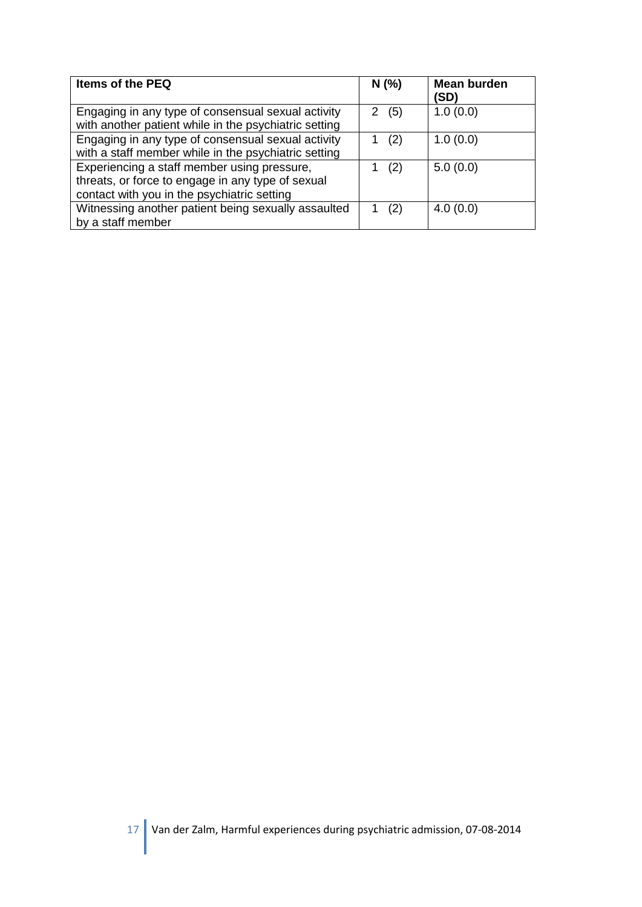| Items of the PEQ | N (%) | Mean burden (SD) |
|---|---|---|
| Engaging in any type of consensual sexual activity with another patient while in the psychiatric setting | 2 (5) | 1.0 (0.0) |
| Engaging in any type of consensual sexual activity with a staff member while in the psychiatric setting | 1 (2) | 1.0 (0.0) |
| Experiencing a staff member using pressure, threats, or force to engage in any type of sexual contact with you in the psychiatric setting | 1 (2) | 5.0 (0.0) |
| Witnessing another patient being sexually assaulted by a staff member | 1 (2) | 4.0 (0.0) |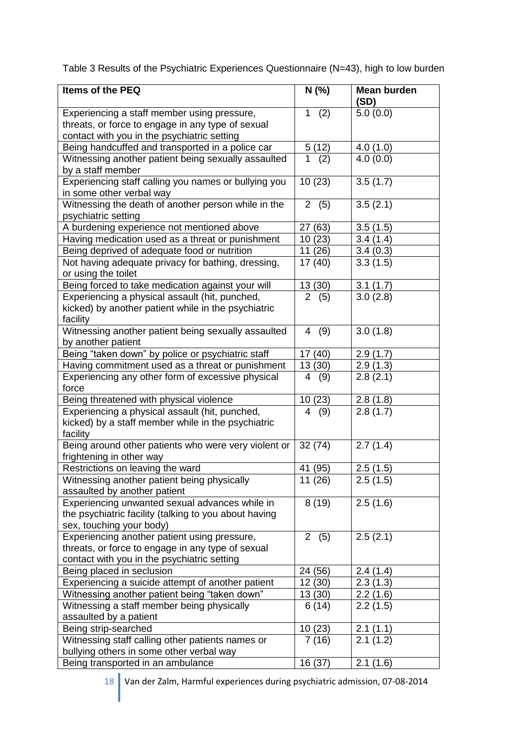Table 3 Results of the Psychiatric Experiences Questionnaire (N=43), high to low burden

| Items of the PEQ | N (%) | Mean burden (SD) |
|---|---|---|
| Experiencing a staff member using pressure, threats, or force to engage in any type of sexual contact with you in the psychiatric setting | 1 (2) | 5.0 (0.0) |
| Being handcuffed and transported in a police car | 5 (12) | 4.0 (1.0) |
| Witnessing another patient being sexually assaulted by a staff member | 1 (2) | 4.0 (0.0) |
| Experiencing staff calling you names or bullying you in some other verbal way | 10 (23) | 3.5 (1.7) |
| Witnessing the death of another person while in the psychiatric setting | 2 (5) | 3.5 (2.1) |
| A burdening experience not mentioned above | 27 (63) | 3.5 (1.5) |
| Having medication used as a threat or punishment | 10 (23) | 3.4 (1.4) |
| Being deprived of adequate food or nutrition | 11 (26) | 3.4 (0.3) |
| Not having adequate privacy for bathing, dressing, or using the toilet | 17 (40) | 3.3 (1.5) |
| Being forced to take medication against your will | 13 (30) | 3.1 (1.7) |
| Experiencing a physical assault (hit, punched, kicked) by another patient while in the psychiatric facility | 2 (5) | 3.0 (2.8) |
| Witnessing another patient being sexually assaulted by another patient | 4 (9) | 3.0 (1.8) |
| Being "taken down" by police or psychiatric staff | 17 (40) | 2.9 (1.7) |
| Having commitment used as a threat or punishment | 13 (30) | 2.9 (1.3) |
| Experiencing any other form of excessive physical force | 4 (9) | 2.8 (2.1) |
| Being threatened with physical violence | 10 (23) | 2.8 (1.8) |
| Experiencing a physical assault (hit, punched, kicked) by a staff member while in the psychiatric facility | 4 (9) | 2.8 (1.7) |
| Being around other patients who were very violent or frightening in other way | 32 (74) | 2.7 (1.4) |
| Restrictions on leaving the ward | 41 (95) | 2.5 (1.5) |
| Witnessing another patient being physically assaulted by another patient | 11 (26) | 2.5 (1.5) |
| Experiencing unwanted sexual advances while in the psychiatric facility (talking to you about having sex, touching your body) | 8 (19) | 2.5 (1.6) |
| Experiencing another patient using pressure, threats, or force to engage in any type of sexual contact with you in the psychiatric setting | 2 (5) | 2.5 (2.1) |
| Being placed in seclusion | 24 (56) | 2.4 (1.4) |
| Experiencing a suicide attempt of another patient | 12 (30) | 2.3 (1.3) |
| Witnessing another patient being "taken down" | 13 (30) | 2.2 (1.6) |
| Witnessing a staff member being physically assaulted by a patient | 6 (14) | 2.2 (1.5) |
| Being strip-searched | 10 (23) | 2.1 (1.1) |
| Witnessing staff calling other patients names or bullying others in some other verbal way | 7 (16) | 2.1 (1.2) |
| Being transported in an ambulance | 16 (37) | 2.1 (1.6) |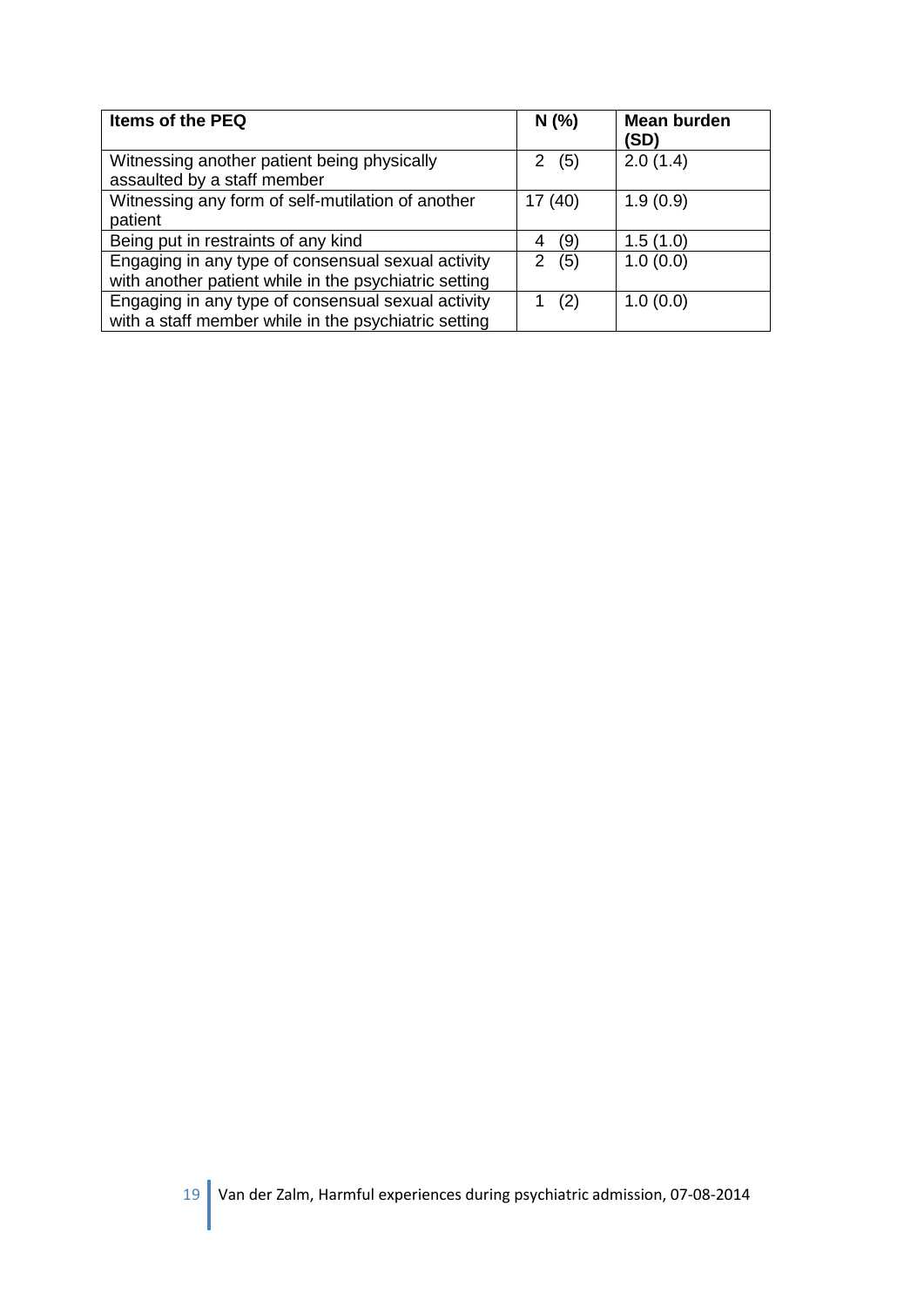| Items of the PEQ | N (%) | Mean burden (SD) |
|---|---|---|
| Witnessing another patient being physically assaulted by a staff member | 2 (5) | 2.0 (1.4) |
| Witnessing any form of self-mutilation of another patient | 17 (40) | 1.9 (0.9) |
| Being put in restraints of any kind | 4 (9) | 1.5 (1.0) |
| Engaging in any type of consensual sexual activity with another patient while in the psychiatric setting | 2 (5) | 1.0 (0.0) |
| Engaging in any type of consensual sexual activity with a staff member while in the psychiatric setting | 1 (2) | 1.0 (0.0) |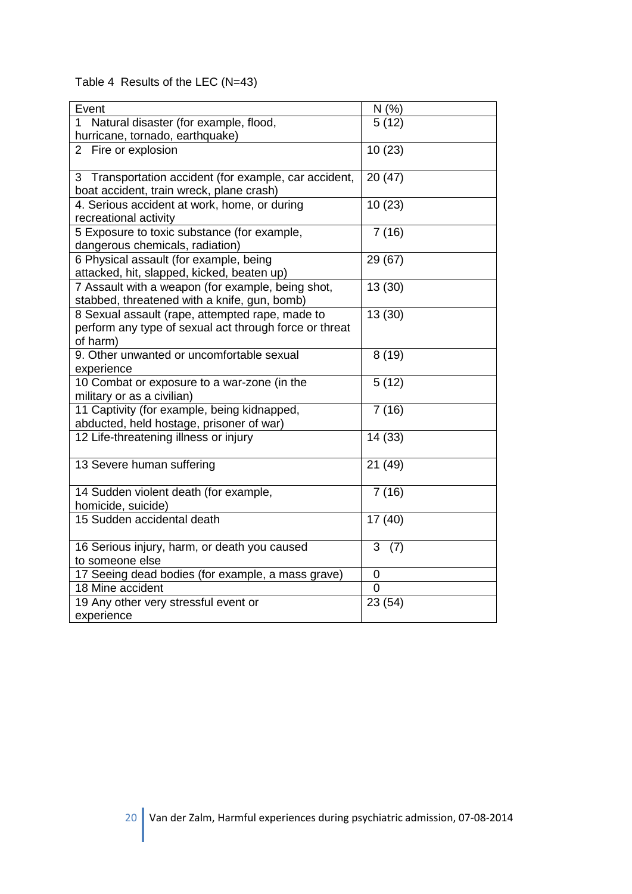Table 4 Results of the LEC (N=43)

| Event | N (%) |
|---|---|
| 1 Natural disaster (for example, flood, hurricane, tornado, earthquake) | 5 (12) |
| 2 Fire or explosion | 10 (23) |
| 3 Transportation accident (for example, car accident, boat accident, train wreck, plane crash) | 20 (47) |
| 4. Serious accident at work, home, or during recreational activity | 10 (23) |
| 5 Exposure to toxic substance (for example, dangerous chemicals, radiation) | 7 (16) |
| 6 Physical assault (for example, being attacked, hit, slapped, kicked, beaten up) | 29 (67) |
| 7 Assault with a weapon (for example, being shot, stabbed, threatened with a knife, gun, bomb) | 13 (30) |
| 8 Sexual assault (rape, attempted rape, made to perform any type of sexual act through force or threat of harm) | 13 (30) |
| 9. Other unwanted or uncomfortable sexual experience | 8 (19) |
| 10 Combat or exposure to a war-zone (in the military or as a civilian) | 5 (12) |
| 11 Captivity (for example, being kidnapped, abducted, held hostage, prisoner of war) | 7 (16) |
| 12 Life-threatening illness or injury | 14 (33) |
| 13 Severe human suffering | 21 (49) |
| 14 Sudden violent death (for example, homicide, suicide) | 7 (16) |
| 15 Sudden accidental death | 17 (40) |
| 16 Serious injury, harm, or death you caused to someone else | 3 (7) |
| 17 Seeing dead bodies (for example, a mass grave) | 0 |
| 18 Mine accident | 0 |
| 19 Any other very stressful event or experience | 23 (54) |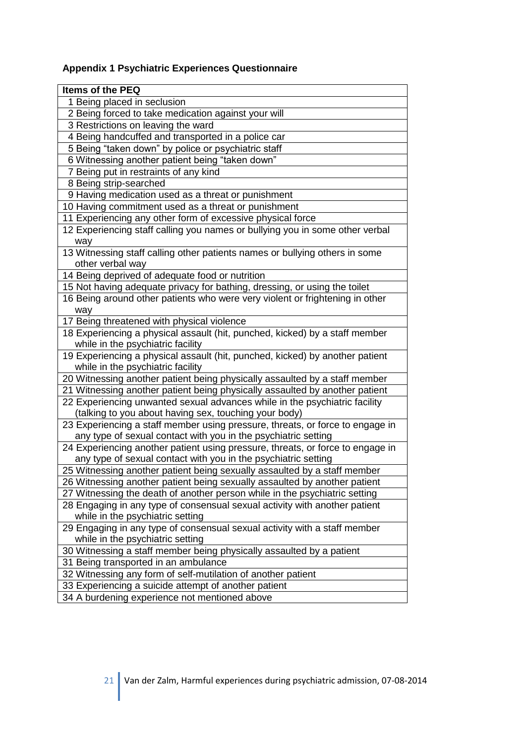**Appendix 1 Psychiatric Experiences Questionnaire**

| Items of the PEQ |
|---|
| 1 Being placed in seclusion |
| 2 Being forced to take medication against your will |
| 3 Restrictions on leaving the ward |
| 4 Being handcuffed and transported in a police car |
| 5 Being “taken down” by police or psychiatric staff |
| 6 Witnessing another patient being “taken down” |
| 7 Being put in restraints of any kind |
| 8 Being strip-searched |
| 9 Having medication used as a threat or punishment |
| 10 Having commitment used as a threat or punishment |
| 11 Experiencing any other form of excessive physical force |
| 12 Experiencing staff calling you names or bullying you in some other verbal way |
| 13 Witnessing staff calling other patients names or bullying others in some other verbal way |
| 14 Being deprived of adequate food or nutrition |
| 15 Not having adequate privacy for bathing, dressing, or using the toilet |
| 16 Being around other patients who were very violent or frightening in other way |
| 17 Being threatened with physical violence |
| 18 Experiencing a physical assault (hit, punched, kicked) by a staff member while in the psychiatric facility |
| 19 Experiencing a physical assault (hit, punched, kicked) by another patient while in the psychiatric facility |
| 20 Witnessing another patient being physically assaulted by a staff member |
| 21 Witnessing another patient being physically assaulted by another patient |
| 22 Experiencing unwanted sexual advances while in the psychiatric facility (talking to you about having sex, touching your body) |
| 23 Experiencing a staff member using pressure, threats, or force to engage in any type of sexual contact with you in the psychiatric setting |
| 24 Experiencing another patient using pressure, threats, or force to engage in any type of sexual contact with you in the psychiatric setting |
| 25 Witnessing another patient being sexually assaulted by a staff member |
| 26 Witnessing another patient being sexually assaulted by another patient |
| 27 Witnessing the death of another person while in the psychiatric setting |
| 28 Engaging in any type of consensual sexual activity with another patient while in the psychiatric setting |
| 29 Engaging in any type of consensual sexual activity with a staff member while in the psychiatric setting |
| 30 Witnessing a staff member being physically assaulted by a patient |
| 31 Being transported in an ambulance |
| 32 Witnessing any form of self-mutilation of another patient |
| 33 Experiencing a suicide attempt of another patient |
| 34 A burdening experience not mentioned above |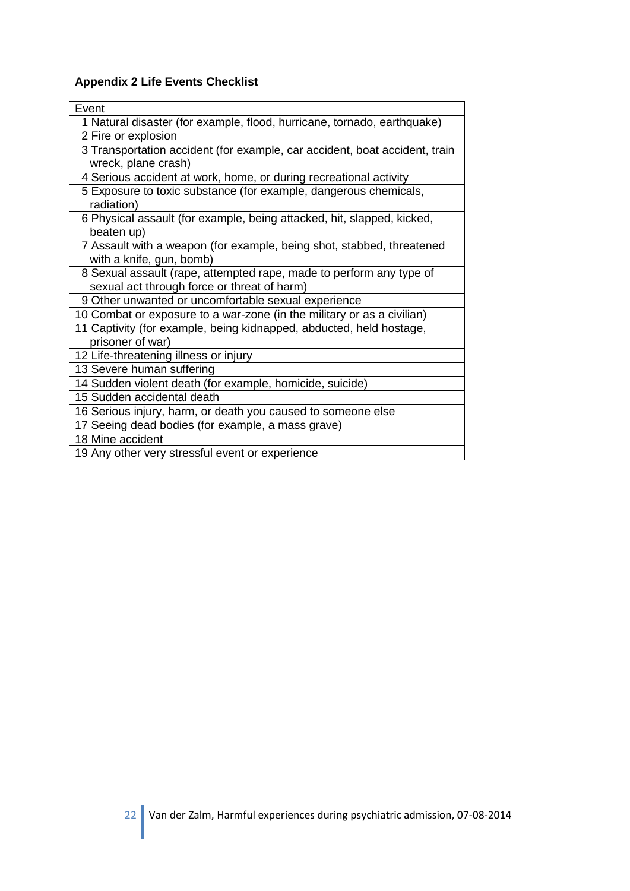**Appendix 2 Life Events Checklist**

| Event |
|---|
| 1 Natural disaster (for example, flood, hurricane, tornado, earthquake) |
| 2 Fire or explosion |
| 3 Transportation accident (for example, car accident, boat accident, train wreck, plane crash) |
| 4 Serious accident at work, home, or during recreational activity |
| 5 Exposure to toxic substance (for example, dangerous chemicals, radiation) |
| 6 Physical assault (for example, being attacked, hit, slapped, kicked, beaten up) |
| 7 Assault with a weapon (for example, being shot, stabbed, threatened with a knife, gun, bomb) |
| 8 Sexual assault (rape, attempted rape, made to perform any type of sexual act through force or threat of harm) |
| 9 Other unwanted or uncomfortable sexual experience |
| 10 Combat or exposure to a war-zone (in the military or as a civilian) |
| 11 Captivity (for example, being kidnapped, abducted, held hostage, prisoner of war) |
| 12 Life-threatening illness or injury |
| 13 Severe human suffering |
| 14 Sudden violent death (for example, homicide, suicide) |
| 15 Sudden accidental death |
| 16 Serious injury, harm, or death you caused to someone else |
| 17 Seeing dead bodies (for example, a mass grave) |
| 18 Mine accident |
| 19 Any other very stressful event or experience |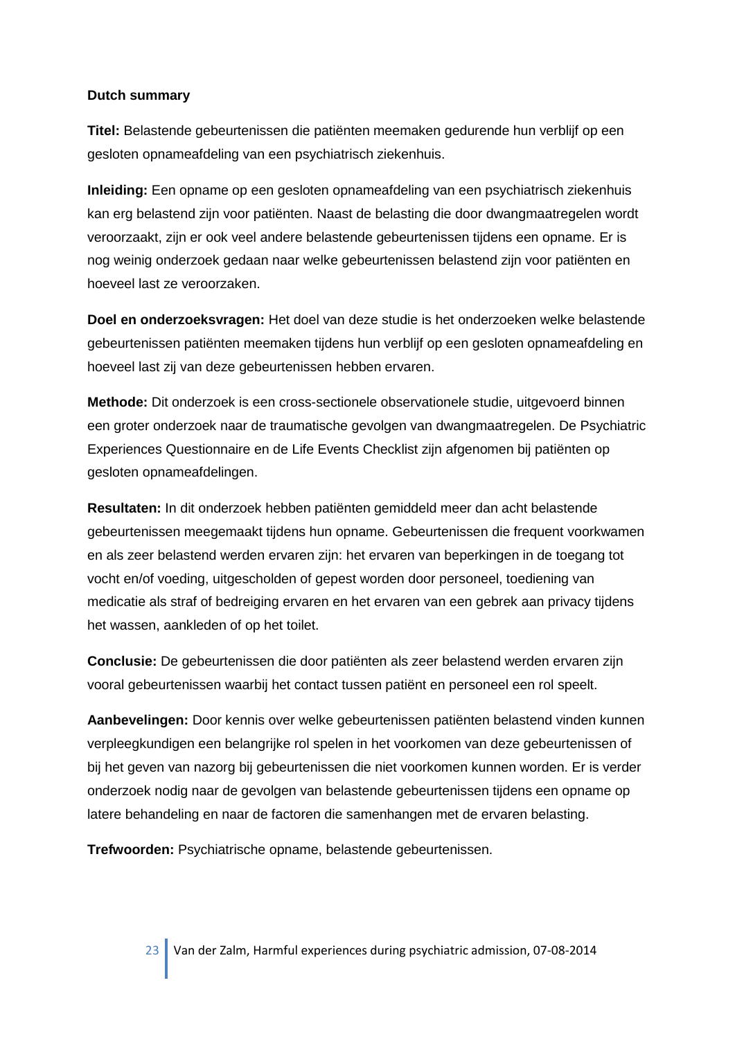**Dutch summary**

**Titel:** Belastende gebeurtenissen die patiënten meemaken gedurende hun verblijf op een gesloten opnameafdeling van een psychiatrisch ziekenhuis.

**Inleiding:** Een opname op een gesloten opnameafdeling van een psychiatrisch ziekenhuis kan erg belastend zijn voor patiënten. Naast de belasting die door dwangmaatregelen wordt veroorzaakt, zijn er ook veel andere belastende gebeurtenissen tijdens een opname. Er is nog weinig onderzoek gedaan naar welke gebeurtenissen belastend zijn voor patiënten en hoeveel last ze veroorzaken.

**Doel en onderzoeksvragen:** Het doel van deze studie is het onderzoeken welke belastende gebeurtenissen patiënten meemaken tijdens hun verblijf op een gesloten opnameafdeling en hoeveel last zij van deze gebeurtenissen hebben ervaren.

**Methode:** Dit onderzoek is een cross-sectionele observationele studie, uitgevoerd binnen een groter onderzoek naar de traumatische gevolgen van dwangmaatregelen. De Psychiatric Experiences Questionnaire en de Life Events Checklist zijn afgenomen bij patiënten op gesloten opnameafdelingen.

**Resultaten:** In dit onderzoek hebben patiënten gemiddeld meer dan acht belastende gebeurtenissen meegemaakt tijdens hun opname. Gebeurtenissen die frequent voorkwamen en als zeer belastend werden ervaren zijn: het ervaren van beperkingen in de toegang tot vocht en/of voeding, uitgescholden of gepest worden door personeel, toediening van medicatie als straf of bedreiging ervaren en het ervaren van een gebrek aan privacy tijdens het wassen, aankleden of op het toilet.

**Conclusie:** De gebeurtenissen die door patiënten als zeer belastend werden ervaren zijn vooral gebeurtenissen waarbij het contact tussen patiënt en personeel een rol speelt.

**Aanbevelingen:** Door kennis over welke gebeurtenissen patiënten belastend vinden kunnen verpleegkundigen een belangrijke rol spelen in het voorkomen van deze gebeurtenissen of bij het geven van nazorg bij gebeurtenissen die niet voorkomen kunnen worden. Er is verder onderzoek nodig naar de gevolgen van belastende gebeurtenissen tijdens een opname op latere behandeling en naar de factoren die samenhangen met de ervaren belasting.

**Trefwoorden:** Psychiatrische opname, belastende gebeurtenissen.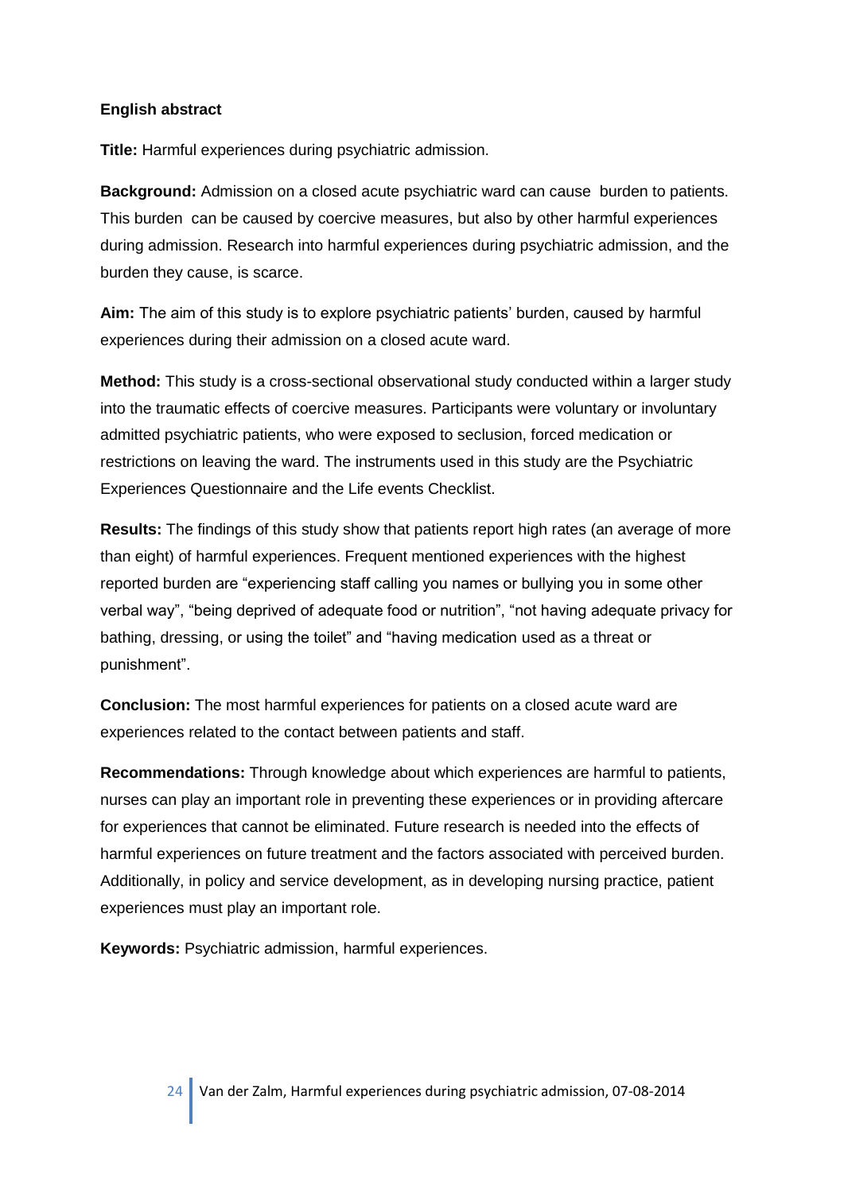**English abstract**

**Title:** Harmful experiences during psychiatric admission.

**Background:** Admission on a closed acute psychiatric ward can cause burden to patients. This burden can be caused by coercive measures, but also by other harmful experiences during admission. Research into harmful experiences during psychiatric admission, and the burden they cause, is scarce.

**Aim:** The aim of this study is to explore psychiatric patients' burden, caused by harmful experiences during their admission on a closed acute ward.

**Method:** This study is a cross-sectional observational study conducted within a larger study into the traumatic effects of coercive measures. Participants were voluntary or involuntary admitted psychiatric patients, who were exposed to seclusion, forced medication or restrictions on leaving the ward. The instruments used in this study are the Psychiatric Experiences Questionnaire and the Life events Checklist.

**Results:** The findings of this study show that patients report high rates (an average of more than eight) of harmful experiences. Frequent mentioned experiences with the highest reported burden are "experiencing staff calling you names or bullying you in some other verbal way", "being deprived of adequate food or nutrition", "not having adequate privacy for bathing, dressing, or using the toilet" and "having medication used as a threat or punishment".

**Conclusion:** The most harmful experiences for patients on a closed acute ward are experiences related to the contact between patients and staff.

**Recommendations:** Through knowledge about which experiences are harmful to patients, nurses can play an important role in preventing these experiences or in providing aftercare for experiences that cannot be eliminated. Future research is needed into the effects of harmful experiences on future treatment and the factors associated with perceived burden. Additionally, in policy and service development, as in developing nursing practice, patient experiences must play an important role.

**Keywords:** Psychiatric admission, harmful experiences.